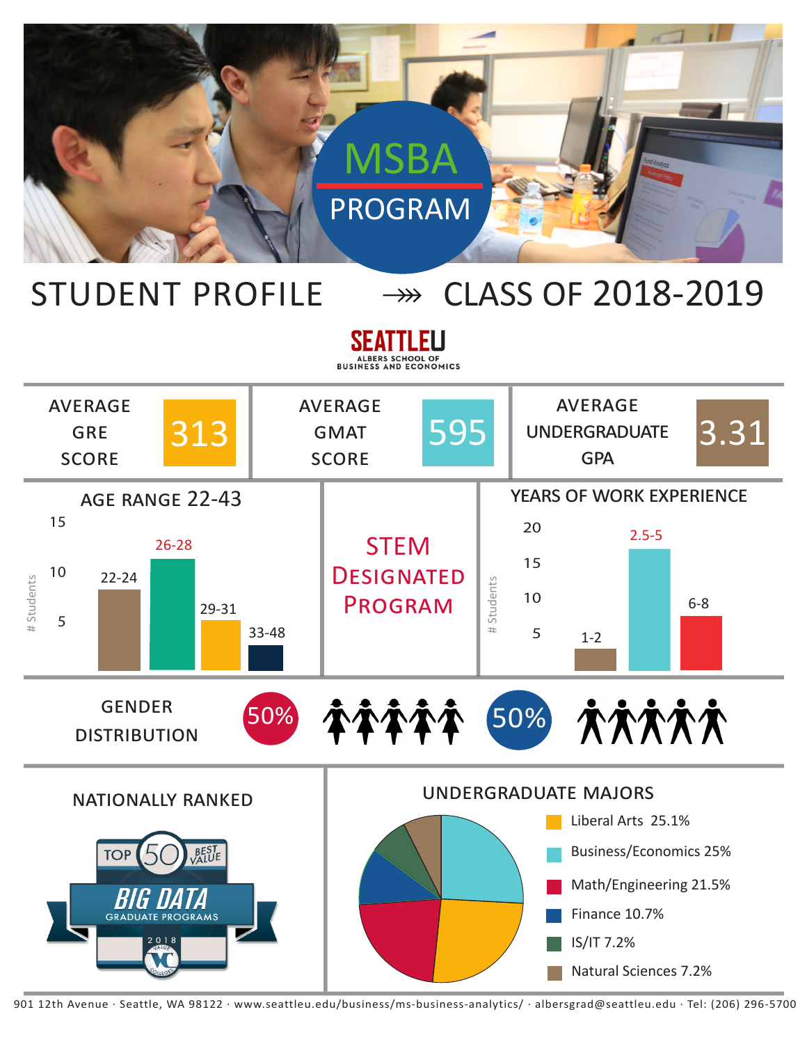# MSBA PROGRAM

## STUDENT PROFILE ⟶ CLASS OF 2018-2019

SEATTLEU
ALBERS SCHOOL OF BUSINESS AND ECONOMICS

| AVERAGE GRE SCORE | AVERAGE GMAT SCORE | AVERAGE UNDERGRADUATE GPA |
| --- | --- | --- |
| 313 | 595 | 3.31 |

### AGE RANGE 22-43

# Students

- 22-24
- 26-28
- 29-31
- 33-48

### STEM DESIGNATED PROGRAM

### YEARS OF WORK EXPERIENCE

# Students

- 1-2
- 2.5-5
- 6-8

### GENDER DISTRIBUTION

50% 50%

### NATIONALLY RANKED

TOP 50 BEST VALUE
BIG DATA GRADUATE PROGRAMS
2018

### UNDERGRADUATE MAJORS

- Liberal Arts 25.1%
- Business/Economics 25%
- Math/Engineering 21.5%
- Finance 10.7%
- IS/IT 7.2%
- Natural Sciences 7.2%

901 12th Avenue · Seattle, WA 98122 · www.seattleu.edu/business/ms-business-analytics/ · albersgrad@seattleu.edu · Tel: (206) 296-5700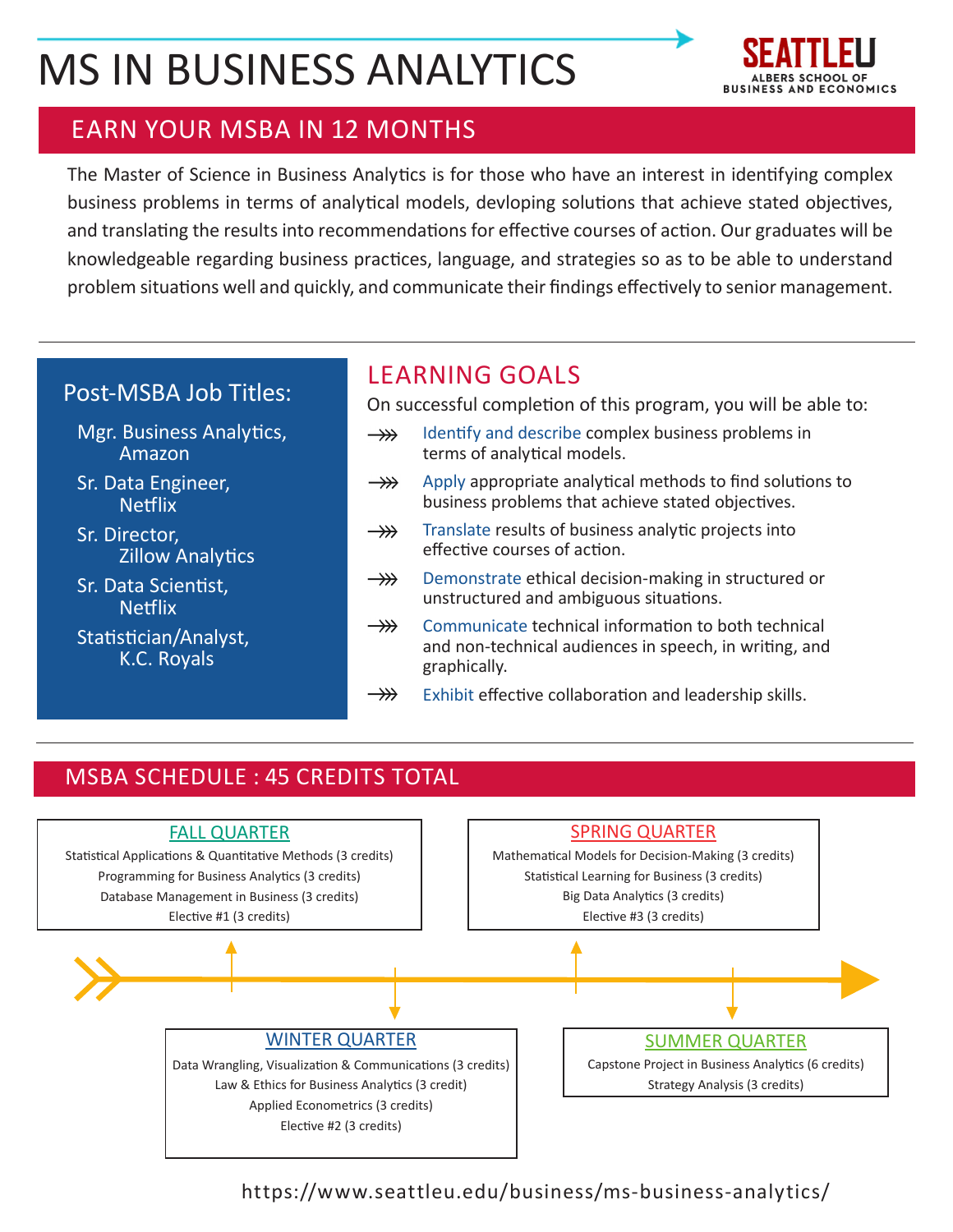# MS IN BUSINESS ANALYTICS

SEATTLEU
ALBERS SCHOOL OF BUSINESS AND ECONOMICS

## EARN YOUR MSBA IN 12 MONTHS

The Master of Science in Business Analytics is for those who have an interest in identifying complex business problems in terms of analytical models, devloping solutions that achieve stated objectives, and translating the results into recommendations for effective courses of action. Our graduates will be knowledgeable regarding business practices, language, and strategies so as to be able to understand problem situations well and quickly, and communicate their findings effectively to senior management.

### Post-MSBA Job Titles:

- Mgr. Business Analytics, Amazon
- Sr. Data Engineer, Netflix
- Sr. Director, Zillow Analytics
- Sr. Data Scientist, Netflix
- Statistician/Analyst, K.C. Royals

### LEARNING GOALS

On successful completion of this program, you will be able to:

- Identify and describe complex business problems in terms of analytical models.
- Apply appropriate analytical methods to find solutions to business problems that achieve stated objectives.
- Translate results of business analytic projects into effective courses of action.
- Demonstrate ethical decision-making in structured or unstructured and ambiguous situations.
- Communicate technical information to both technical and non-technical audiences in speech, in writing, and graphically.
- Exhibit effective collaboration and leadership skills.

## MSBA SCHEDULE : 45 CREDITS TOTAL

### FALL QUARTER

Statistical Applications & Quantitative Methods (3 credits)
Programming for Business Analytics (3 credits)
Database Management in Business (3 credits)
Elective #1 (3 credits)

### WINTER QUARTER

Data Wrangling, Visualization & Communications (3 credits)
Law & Ethics for Business Analytics (3 credit)
Applied Econometrics (3 credits)
Elective #2 (3 credits)

### SPRING QUARTER

Mathematical Models for Decision-Making (3 credits)
Statistical Learning for Business (3 credits)
Big Data Analytics (3 credits)
Elective #3 (3 credits)

### SUMMER QUARTER

Capstone Project in Business Analytics (6 credits)
Strategy Analysis (3 credits)

https://www.seattleu.edu/business/ms-business-analytics/